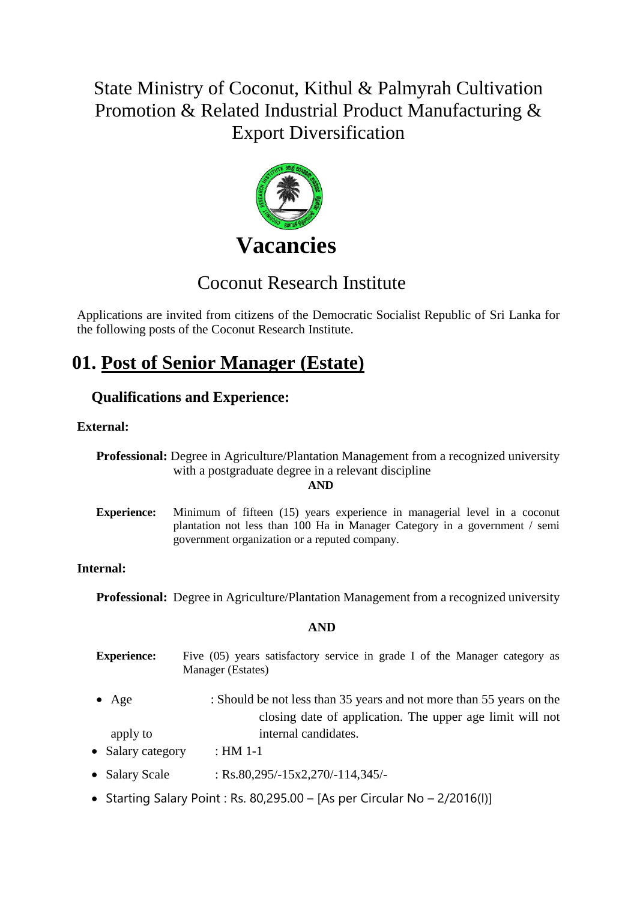# State Ministry of Coconut, Kithul & Palmyrah Cultivation Promotion & Related Industrial Product Manufacturing & Export Diversification

# Vacancies

## Coconut Research Institute

Applications are invited from citizens of the Democratic Socialist Republic of Sri Lanka for the following posts of the Coconut Research Institute.

## 01. Post of Senior Manager (Estate)

### Qualifications and Experience:

**External:**

**Professional:** Degree in Agriculture/Plantation Management from a recognized university with a postgraduate degree in a relevant discipline

**AND**

**Experience:** Minimum of fifteen (15) years experience in managerial level in a coconut plantation not less than 100 Ha in Manager Category in a government / semi government organization or a reputed company.

**Internal:**

**Professional:** Degree in Agriculture/Plantation Management from a recognized university

**AND**

**Experience:** Five (05) years satisfactory service in grade I of the Manager category as Manager (Estates)

- Age : Should be not less than 35 years and not more than 55 years on the closing date of application. The upper age limit will not apply to internal candidates.
- Salary category : HM 1-1
- Salary Scale : Rs.80,295/-15x2,270/-114,345/-
- Starting Salary Point : Rs. 80,295.00 – [As per Circular No – 2/2016(I)]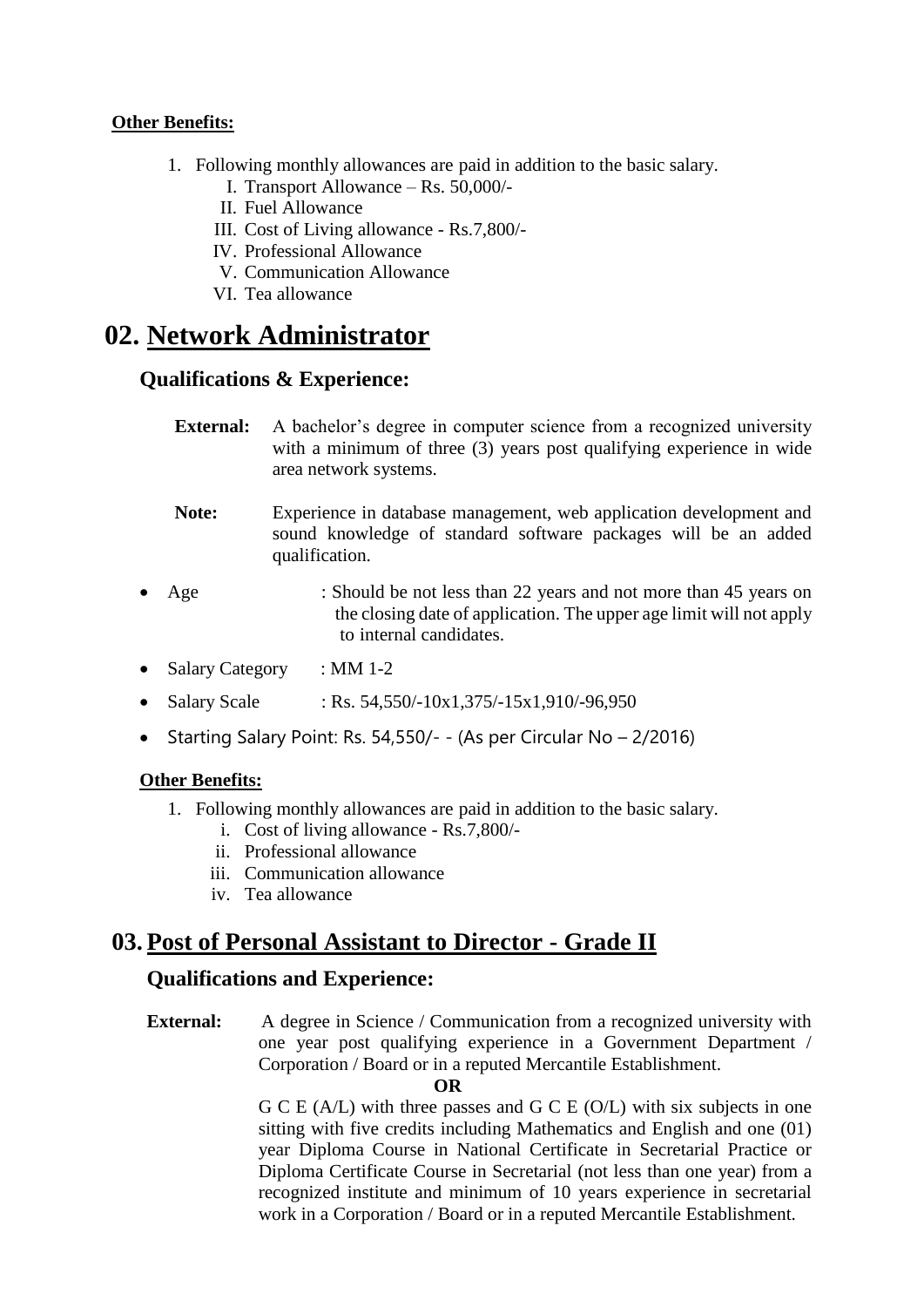**Other Benefits:**

1. Following monthly allowances are paid in addition to the basic salary.
   I. Transport Allowance – Rs. 50,000/-
   II. Fuel Allowance
   III. Cost of Living allowance - Rs.7,800/-
   IV. Professional Allowance
   V. Communication Allowance
   VI. Tea allowance

# 02. Network Administrator

## Qualifications & Experience:

**External:** A bachelor's degree in computer science from a recognized university with a minimum of three (3) years post qualifying experience in wide area network systems.

**Note:** Experience in database management, web application development and sound knowledge of standard software packages will be an added qualification.

- Age : Should be not less than 22 years and not more than 45 years on the closing date of application. The upper age limit will not apply to internal candidates.
- Salary Category : MM 1-2
- Salary Scale : Rs. 54,550/-10x1,375/-15x1,910/-96,950
- Starting Salary Point: Rs. 54,550/- - (As per Circular No – 2/2016)

**Other Benefits:**

1. Following monthly allowances are paid in addition to the basic salary.
   i. Cost of living allowance - Rs.7,800/-
   ii. Professional allowance
   iii. Communication allowance
   iv. Tea allowance

# 03. Post of Personal Assistant to Director - Grade II

## Qualifications and Experience:

**External:** A degree in Science / Communication from a recognized university with one year post qualifying experience in a Government Department / Corporation / Board or in a reputed Mercantile Establishment.

**OR**

G C E (A/L) with three passes and G C E (O/L) with six subjects in one sitting with five credits including Mathematics and English and one (01) year Diploma Course in National Certificate in Secretarial Practice or Diploma Certificate Course in Secretarial (not less than one year) from a recognized institute and minimum of 10 years experience in secretarial work in a Corporation / Board or in a reputed Mercantile Establishment.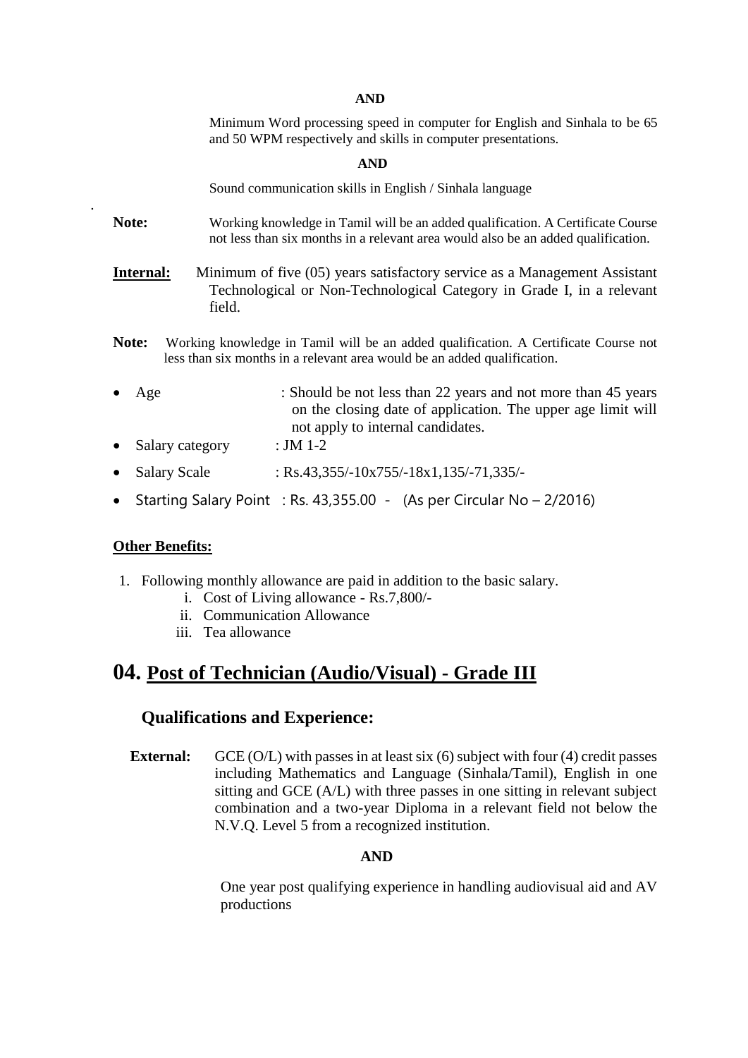**AND**

Minimum Word processing speed in computer for English and Sinhala to be 65 and 50 WPM respectively and skills in computer presentations.

**AND**

Sound communication skills in English / Sinhala language

**Note:** Working knowledge in Tamil will be an added qualification. A Certificate Course not less than six months in a relevant area would also be an added qualification.

**Internal:** Minimum of five (05) years satisfactory service as a Management Assistant Technological or Non-Technological Category in Grade I, in a relevant field.

**Note:** Working knowledge in Tamil will be an added qualification. A Certificate Course not less than six months in a relevant area would be an added qualification.

- Age : Should be not less than 22 years and not more than 45 years on the closing date of application. The upper age limit will not apply to internal candidates.
- Salary category : JM 1-2
- Salary Scale : Rs.43,355/-10x755/-18x1,135/-71,335/-
- Starting Salary Point : Rs. 43,355.00 - (As per Circular No – 2/2016)

**Other Benefits:**

1. Following monthly allowance are paid in addition to the basic salary.
   1. Cost of Living allowance - Rs.7,800/-
   2. Communication Allowance
   3. Tea allowance

# 04. Post of Technician (Audio/Visual) - Grade III

## Qualifications and Experience:

**External:** GCE (O/L) with passes in at least six (6) subject with four (4) credit passes including Mathematics and Language (Sinhala/Tamil), English in one sitting and GCE (A/L) with three passes in one sitting in relevant subject combination and a two-year Diploma in a relevant field not below the N.V.Q. Level 5 from a recognized institution.

**AND**

One year post qualifying experience in handling audiovisual aid and AV productions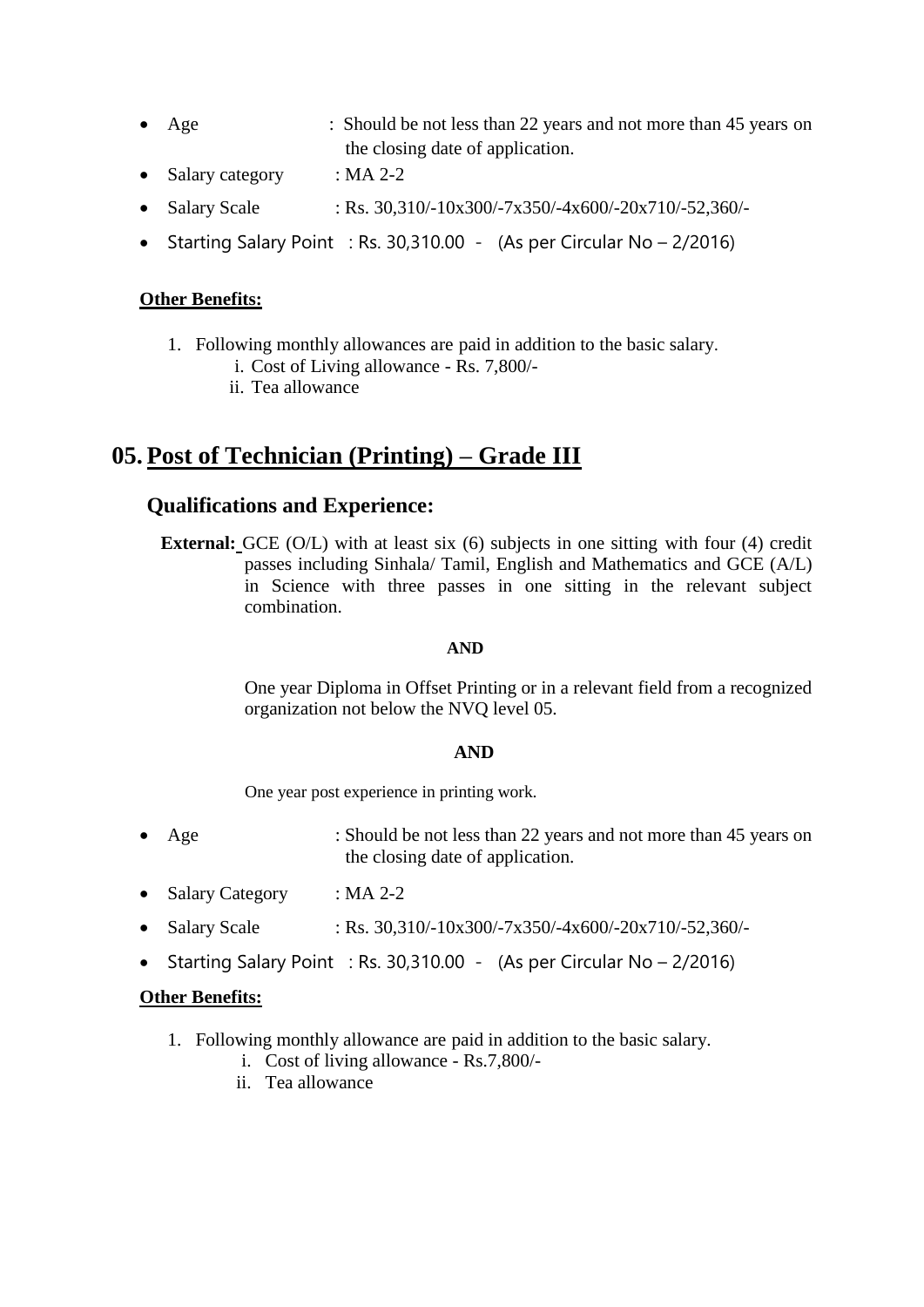- Age : Should be not less than 22 years and not more than 45 years on the closing date of application.
- Salary category : MA 2-2
- Salary Scale : Rs. 30,310/-10x300/-7x350/-4x600/-20x710/-52,360/-
- Starting Salary Point : Rs. 30,310.00 - (As per Circular No – 2/2016)

**Other Benefits:**

1. Following monthly allowances are paid in addition to the basic salary.
   i. Cost of Living allowance - Rs. 7,800/-
   ii. Tea allowance

## 05. Post of Technician (Printing) – Grade III

### Qualifications and Experience:

**External:** GCE (O/L) with at least six (6) subjects in one sitting with four (4) credit passes including Sinhala/ Tamil, English and Mathematics and GCE (A/L) in Science with three passes in one sitting in the relevant subject combination.

**AND**

One year Diploma in Offset Printing or in a relevant field from a recognized organization not below the NVQ level 05.

**AND**

One year post experience in printing work.

- Age : Should be not less than 22 years and not more than 45 years on the closing date of application.
- Salary Category : MA 2-2
- Salary Scale : Rs. 30,310/-10x300/-7x350/-4x600/-20x710/-52,360/-
- Starting Salary Point : Rs. 30,310.00 - (As per Circular No – 2/2016)

**Other Benefits:**

1. Following monthly allowance are paid in addition to the basic salary.
   i. Cost of living allowance - Rs.7,800/-
   ii. Tea allowance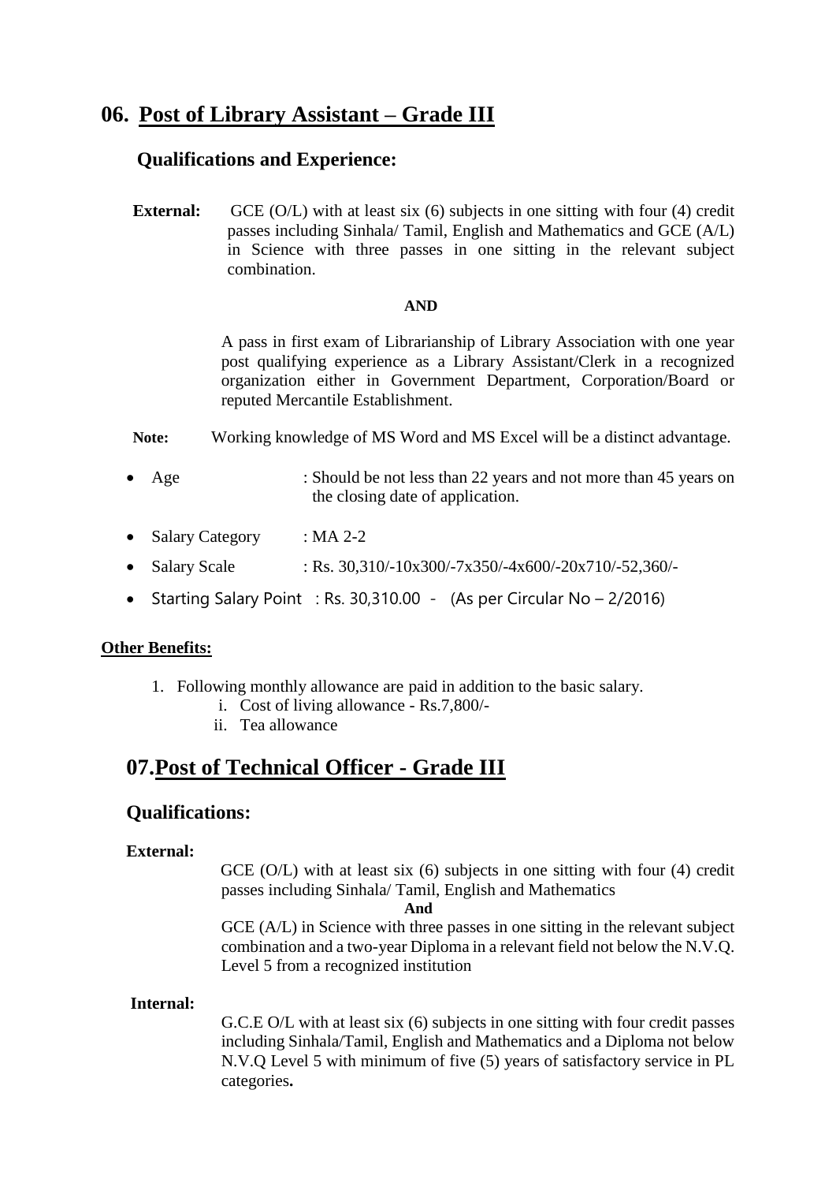## 06. Post of Library Assistant – Grade III

### Qualifications and Experience:

**External:** GCE (O/L) with at least six (6) subjects in one sitting with four (4) credit passes including Sinhala/ Tamil, English and Mathematics and GCE (A/L) in Science with three passes in one sitting in the relevant subject combination.

**AND**

A pass in first exam of Librarianship of Library Association with one year post qualifying experience as a Library Assistant/Clerk in a recognized organization either in Government Department, Corporation/Board or reputed Mercantile Establishment.

**Note:** Working knowledge of MS Word and MS Excel will be a distinct advantage.

- Age : Should be not less than 22 years and not more than 45 years on the closing date of application.
- Salary Category : MA 2-2
- Salary Scale : Rs. 30,310/-10x300/-7x350/-4x600/-20x710/-52,360/-
- Starting Salary Point : Rs. 30,310.00 - (As per Circular No – 2/2016)

**Other Benefits:**

1. Following monthly allowance are paid in addition to the basic salary.
   1. Cost of living allowance - Rs.7,800/-
   2. Tea allowance

## 07.Post of Technical Officer - Grade III

### Qualifications:

**External:**

GCE (O/L) with at least six (6) subjects in one sitting with four (4) credit passes including Sinhala/ Tamil, English and Mathematics

**And**

GCE (A/L) in Science with three passes in one sitting in the relevant subject combination and a two-year Diploma in a relevant field not below the N.V.Q. Level 5 from a recognized institution

**Internal:**

G.C.E O/L with at least six (6) subjects in one sitting with four credit passes including Sinhala/Tamil, English and Mathematics and a Diploma not below N.V.Q Level 5 with minimum of five (5) years of satisfactory service in PL categories**.**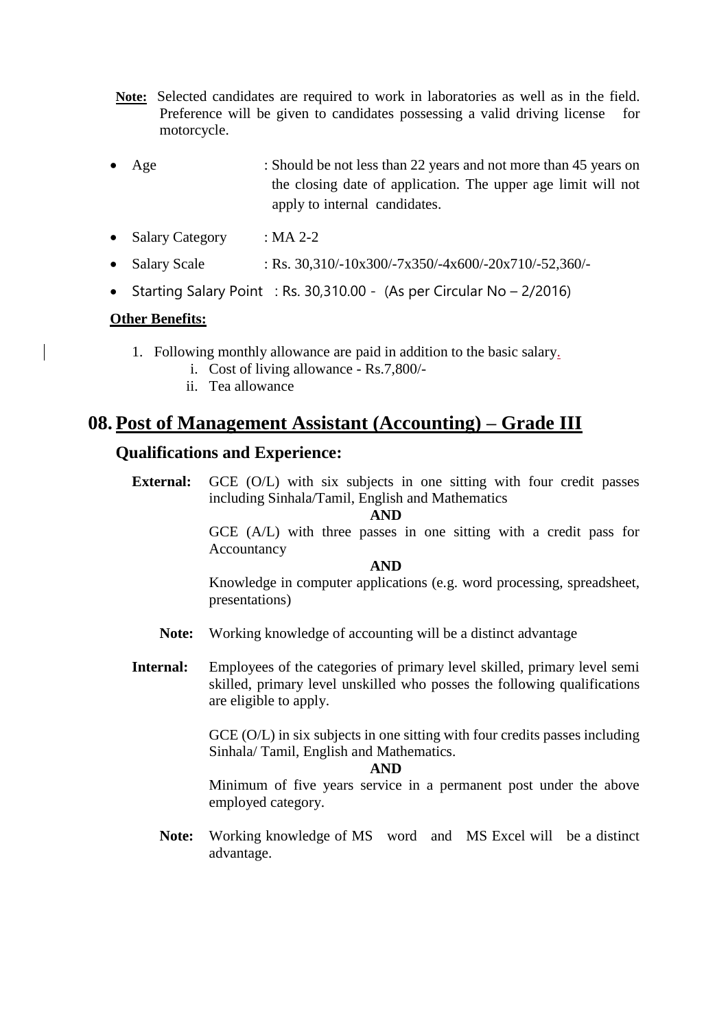**Note:** Selected candidates are required to work in laboratories as well as in the field. Preference will be given to candidates possessing a valid driving license for motorcycle.

- Age : Should be not less than 22 years and not more than 45 years on the closing date of application. The upper age limit will not apply to internal candidates.
- Salary Category : MA 2-2
- Salary Scale : Rs. 30,310/-10x300/-7x350/-4x600/-20x710/-52,360/-
- Starting Salary Point : Rs. 30,310.00 - (As per Circular No – 2/2016)

**Other Benefits:**

1. Following monthly allowance are paid in addition to the basic salary.
   i. Cost of living allowance - Rs.7,800/-
   ii. Tea allowance

## 08. Post of Management Assistant (Accounting) – Grade III

### Qualifications and Experience:

**External:** GCE (O/L) with six subjects in one sitting with four credit passes including Sinhala/Tamil, English and Mathematics

**AND**

GCE (A/L) with three passes in one sitting with a credit pass for Accountancy

**AND**

Knowledge in computer applications (e.g. word processing, spreadsheet, presentations)

**Note:** Working knowledge of accounting will be a distinct advantage

**Internal:** Employees of the categories of primary level skilled, primary level semi skilled, primary level unskilled who posses the following qualifications are eligible to apply.

GCE (O/L) in six subjects in one sitting with four credits passes including Sinhala/ Tamil, English and Mathematics.

**AND**

Minimum of five years service in a permanent post under the above employed category.

**Note:** Working knowledge of MS word and MS Excel will be a distinct advantage.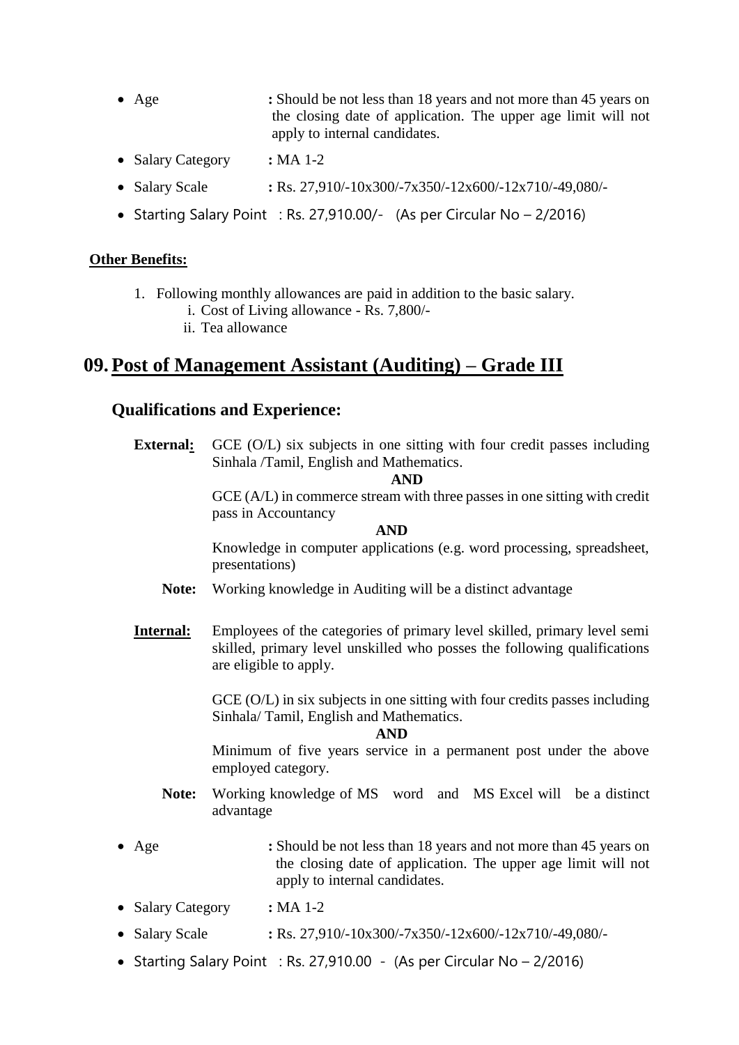- Age **:** Should be not less than 18 years and not more than 45 years on the closing date of application. The upper age limit will not apply to internal candidates.
- Salary Category **:** MA 1-2
- Salary Scale **:** Rs. 27,910/-10x300/-7x350/-12x600/-12x710/-49,080/-
- Starting Salary Point : Rs. 27,910.00/- (As per Circular No – 2/2016)

**Other Benefits:**

1. Following monthly allowances are paid in addition to the basic salary.
   1. Cost of Living allowance - Rs. 7,800/-
   2. Tea allowance

## 09. Post of Management Assistant (Auditing) – Grade III

### Qualifications and Experience:

**External:** GCE (O/L) six subjects in one sitting with four credit passes including Sinhala /Tamil, English and Mathematics.

**AND**

GCE (A/L) in commerce stream with three passes in one sitting with credit pass in Accountancy

**AND**

Knowledge in computer applications (e.g. word processing, spreadsheet, presentations)

**Note:** Working knowledge in Auditing will be a distinct advantage

**Internal:** Employees of the categories of primary level skilled, primary level semi skilled, primary level unskilled who posses the following qualifications are eligible to apply.

GCE (O/L) in six subjects in one sitting with four credits passes including Sinhala/ Tamil, English and Mathematics.

**AND**

Minimum of five years service in a permanent post under the above employed category.

**Note:** Working knowledge of MS word and MS Excel will be a distinct advantage

- Age **:** Should be not less than 18 years and not more than 45 years on the closing date of application. The upper age limit will not apply to internal candidates.
- Salary Category **:** MA 1-2
- Salary Scale **:** Rs. 27,910/-10x300/-7x350/-12x600/-12x710/-49,080/-
- Starting Salary Point : Rs. 27,910.00 - (As per Circular No – 2/2016)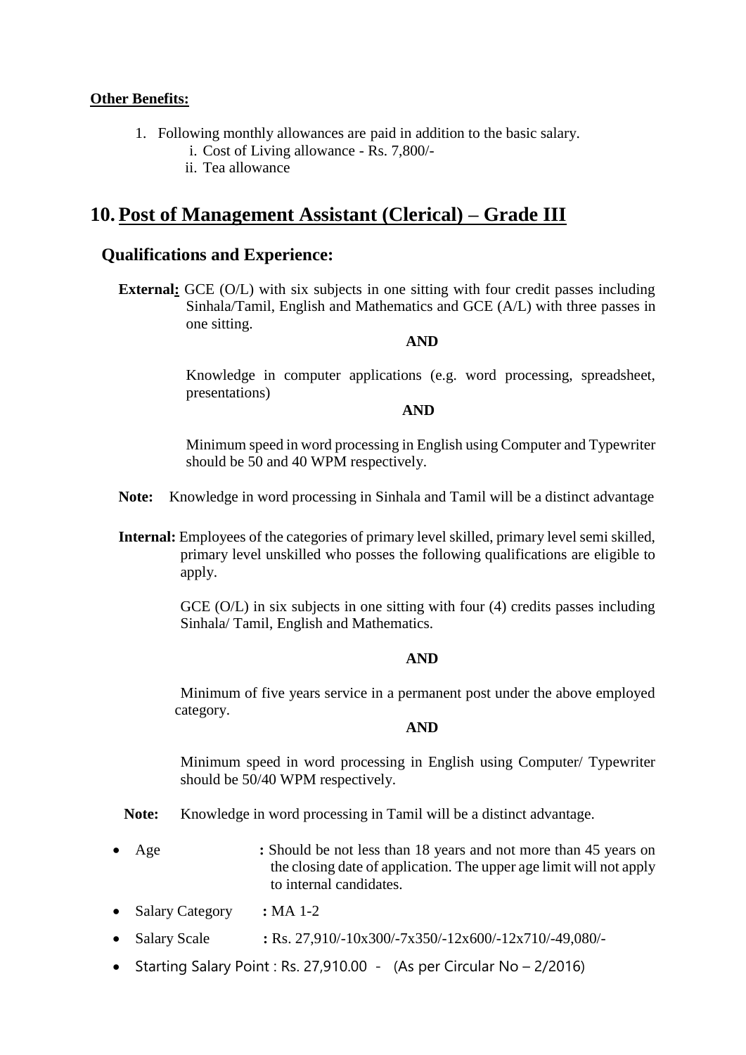**Other Benefits:**

1. Following monthly allowances are paid in addition to the basic salary.
   i. Cost of Living allowance - Rs. 7,800/-
   ii. Tea allowance

## 10. Post of Management Assistant (Clerical) – Grade III

### Qualifications and Experience:

**External:** GCE (O/L) with six subjects in one sitting with four credit passes including Sinhala/Tamil, English and Mathematics and GCE (A/L) with three passes in one sitting.

**AND**

Knowledge in computer applications (e.g. word processing, spreadsheet, presentations)

**AND**

Minimum speed in word processing in English using Computer and Typewriter should be 50 and 40 WPM respectively.

**Note:** Knowledge in word processing in Sinhala and Tamil will be a distinct advantage

**Internal:** Employees of the categories of primary level skilled, primary level semi skilled, primary level unskilled who posses the following qualifications are eligible to apply.

GCE (O/L) in six subjects in one sitting with four (4) credits passes including Sinhala/ Tamil, English and Mathematics.

**AND**

Minimum of five years service in a permanent post under the above employed category.

**AND**

Minimum speed in word processing in English using Computer/ Typewriter should be 50/40 WPM respectively.

**Note:** Knowledge in word processing in Tamil will be a distinct advantage.

- Age **:** Should be not less than 18 years and not more than 45 years on the closing date of application. The upper age limit will not apply to internal candidates.
- Salary Category **:** MA 1-2
- Salary Scale **:** Rs. 27,910/-10x300/-7x350/-12x600/-12x710/-49,080/-
- Starting Salary Point : Rs. 27,910.00 - (As per Circular No – 2/2016)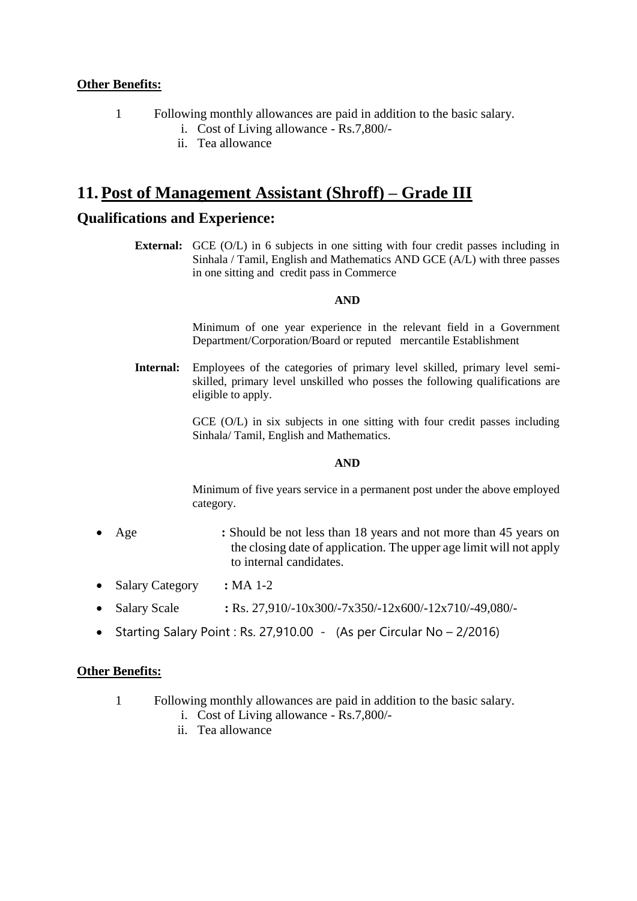**Other Benefits:**

1. Following monthly allowances are paid in addition to the basic salary.
   1. Cost of Living allowance - Rs.7,800/-
   2. Tea allowance

# 11. Post of Management Assistant (Shroff) – Grade III

## Qualifications and Experience:

**External:** GCE (O/L) in 6 subjects in one sitting with four credit passes including in Sinhala / Tamil, English and Mathematics AND GCE (A/L) with three passes in one sitting and credit pass in Commerce

**AND**

Minimum of one year experience in the relevant field in a Government Department/Corporation/Board or reputed mercantile Establishment

**Internal:** Employees of the categories of primary level skilled, primary level semi-skilled, primary level unskilled who posses the following qualifications are eligible to apply.

GCE (O/L) in six subjects in one sitting with four credit passes including Sinhala/ Tamil, English and Mathematics.

**AND**

Minimum of five years service in a permanent post under the above employed category.

- Age **:** Should be not less than 18 years and not more than 45 years on the closing date of application. The upper age limit will not apply to internal candidates.
- Salary Category **:** MA 1-2
- Salary Scale **:** Rs. 27,910/-10x300/-7x350/-12x600/-12x710/-49,080/-
- Starting Salary Point : Rs. 27,910.00 - (As per Circular No – 2/2016)

**Other Benefits:**

1. Following monthly allowances are paid in addition to the basic salary.
   1. Cost of Living allowance - Rs.7,800/-
   2. Tea allowance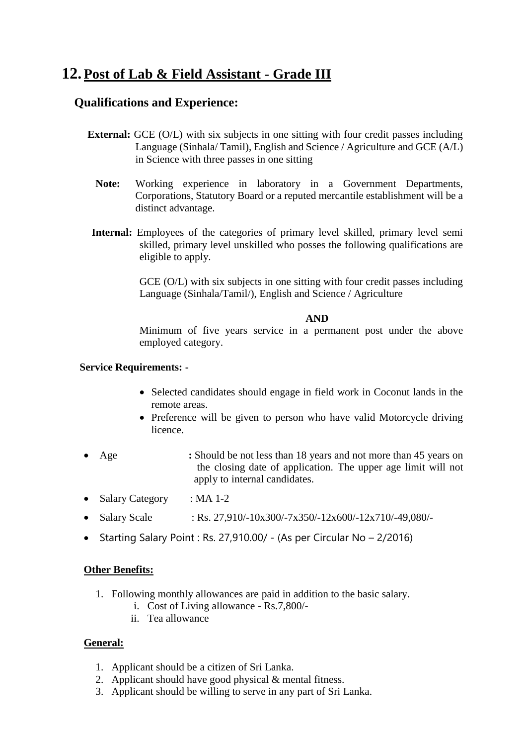## 12. Post of Lab & Field Assistant - Grade III

### Qualifications and Experience:

**External:** GCE (O/L) with six subjects in one sitting with four credit passes including Language (Sinhala/ Tamil), English and Science / Agriculture and GCE (A/L) in Science with three passes in one sitting

**Note:** Working experience in laboratory in a Government Departments, Corporations, Statutory Board or a reputed mercantile establishment will be a distinct advantage.

**Internal:** Employees of the categories of primary level skilled, primary level semi skilled, primary level unskilled who posses the following qualifications are eligible to apply.

GCE (O/L) with six subjects in one sitting with four credit passes including Language (Sinhala/Tamil/), English and Science / Agriculture

**AND**

Minimum of five years service in a permanent post under the above employed category.

**Service Requirements: -**

- Selected candidates should engage in field work in Coconut lands in the remote areas.
- Preference will be given to person who have valid Motorcycle driving licence.

- Age **:** Should be not less than 18 years and not more than 45 years on the closing date of application. The upper age limit will not apply to internal candidates.
- Salary Category : MA 1-2
- Salary Scale : Rs. 27,910/-10x300/-7x350/-12x600/-12x710/-49,080/-
- Starting Salary Point : Rs. 27,910.00/ - (As per Circular No – 2/2016)

**Other Benefits:**

1. Following monthly allowances are paid in addition to the basic salary.
   i. Cost of Living allowance - Rs.7,800/-
   ii. Tea allowance

**General:**

1. Applicant should be a citizen of Sri Lanka.
2. Applicant should have good physical & mental fitness.
3. Applicant should be willing to serve in any part of Sri Lanka.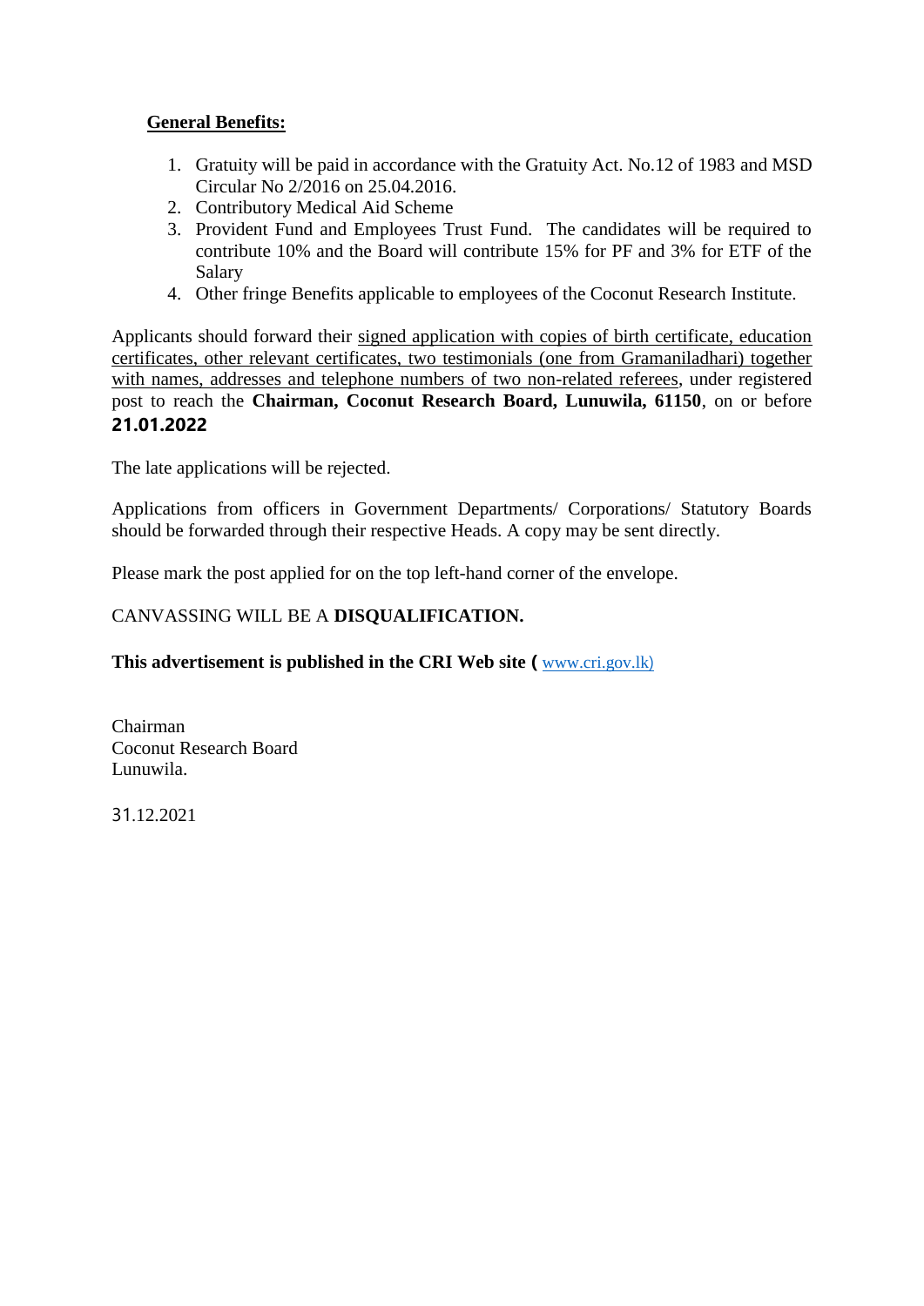**General Benefits:**

1. Gratuity will be paid in accordance with the Gratuity Act. No.12 of 1983 and MSD Circular No 2/2016 on 25.04.2016.
2. Contributory Medical Aid Scheme
3. Provident Fund and Employees Trust Fund. The candidates will be required to contribute 10% and the Board will contribute 15% for PF and 3% for ETF of the Salary
4. Other fringe Benefits applicable to employees of the Coconut Research Institute.

Applicants should forward their signed application with copies of birth certificate, education certificates, other relevant certificates, two testimonials (one from Gramaniladhari) together with names, addresses and telephone numbers of two non-related referees, under registered post to reach the **Chairman, Coconut Research Board, Lunuwila, 61150**, on or before **21.01.2022**

The late applications will be rejected.

Applications from officers in Government Departments/ Corporations/ Statutory Boards should be forwarded through their respective Heads. A copy may be sent directly.

Please mark the post applied for on the top left-hand corner of the envelope.

CANVASSING WILL BE A **DISQUALIFICATION.**

**This advertisement is published in the CRI Web site (** www.cri.gov.lk)

Chairman
Coconut Research Board
Lunuwila.

31.12.2021